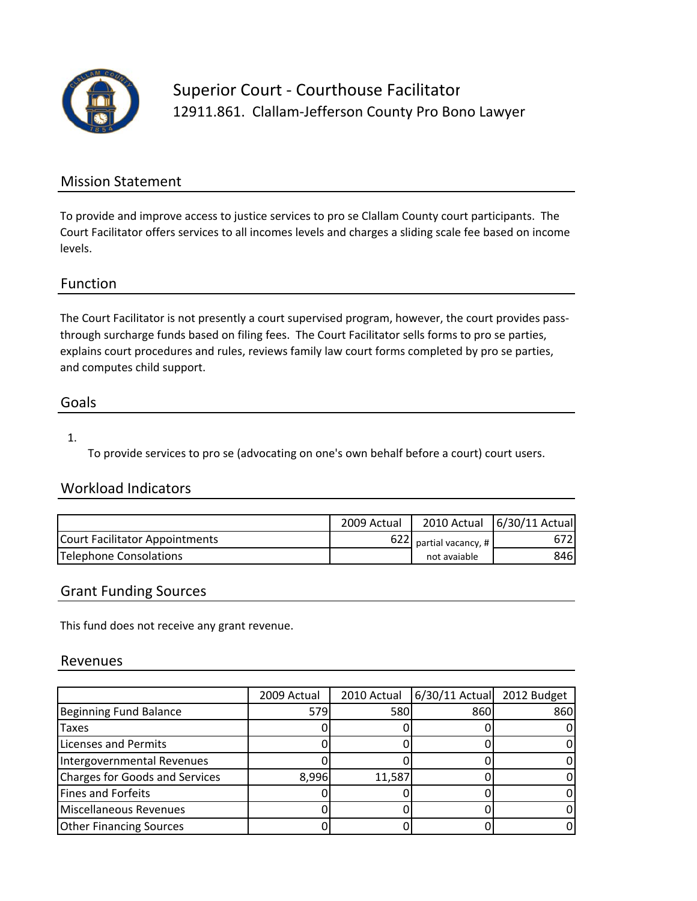# Superior Court - Courthouse Facilitator

## 12911.861. Clallam-Jefferson County Pro Bono Lawyer

## Mission Statement

To provide and improve access to justice services to pro se Clallam County court participants. The Court Facilitator offers services to all incomes levels and charges a sliding scale fee based on income levels.

## Function

The Court Facilitator is not presently a court supervised program, however, the court provides pass-through surcharge funds based on filing fees. The Court Facilitator sells forms to pro se parties, explains court procedures and rules, reviews family law court forms completed by pro se parties, and computes child support.

## Goals

1. To provide services to pro se (advocating on one's own behalf before a court) court users.

## Workload Indicators

| | 2009 Actual | 2010 Actual | 6/30/11 Actual |
|---|---|---|---|
| Court Facilitator Appointments | 622 | partial vacancy, # not avaiable | 672 |
| Telephone Consolations | | | 846 |

## Grant Funding Sources

This fund does not receive any grant revenue.

## Revenues

| | 2009 Actual | 2010 Actual | 6/30/11 Actual | 2012 Budget |
|---|---|---|---|---|
| Beginning Fund Balance | 579 | 580 | 860 | 860 |
| Taxes | 0 | 0 | 0 | 0 |
| Licenses and Permits | 0 | 0 | 0 | 0 |
| Intergovernmental Revenues | 0 | 0 | 0 | 0 |
| Charges for Goods and Services | 8,996 | 11,587 | 0 | 0 |
| Fines and Forfeits | 0 | 0 | 0 | 0 |
| Miscellaneous Revenues | 0 | 0 | 0 | 0 |
| Other Financing Sources | 0 | 0 | 0 | 0 |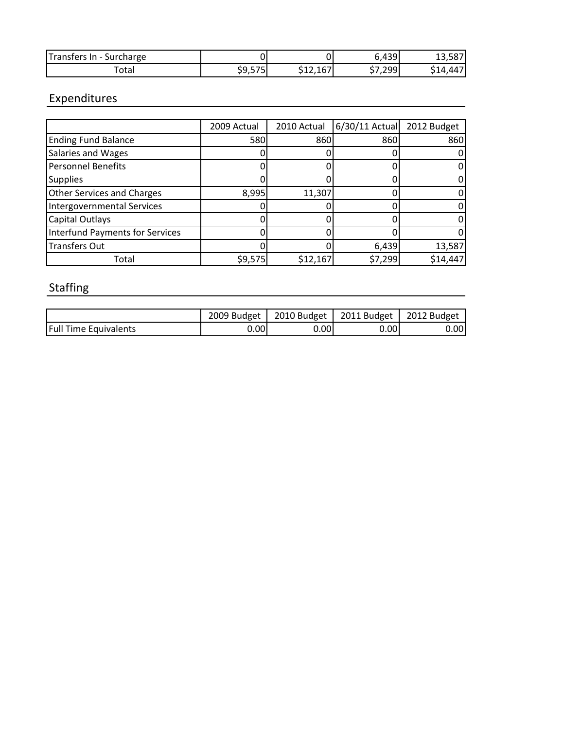| | | | | |
|---|---|---|---|---|
| Transfers In - Surcharge | 0 | 0 | 6,439 | 13,587 |
| Total | $9,575 | $12,167 | $7,299 | $14,447 |

## Expenditures

| | 2009 Actual | 2010 Actual | 6/30/11 Actual | 2012 Budget |
|---|---|---|---|---|
| Ending Fund Balance | 580 | 860 | 860 | 860 |
| Salaries and Wages | 0 | 0 | 0 | 0 |
| Personnel Benefits | 0 | 0 | 0 | 0 |
| Supplies | 0 | 0 | 0 | 0 |
| Other Services and Charges | 8,995 | 11,307 | 0 | 0 |
| Intergovernmental Services | 0 | 0 | 0 | 0 |
| Capital Outlays | 0 | 0 | 0 | 0 |
| Interfund Payments for Services | 0 | 0 | 0 | 0 |
| Transfers Out | 0 | 0 | 6,439 | 13,587 |
| Total | $9,575 | $12,167 | $7,299 | $14,447 |

## Staffing

| | 2009 Budget | 2010 Budget | 2011 Budget | 2012 Budget |
|---|---|---|---|---|
| Full Time Equivalents | 0.00 | 0.00 | 0.00 | 0.00 |